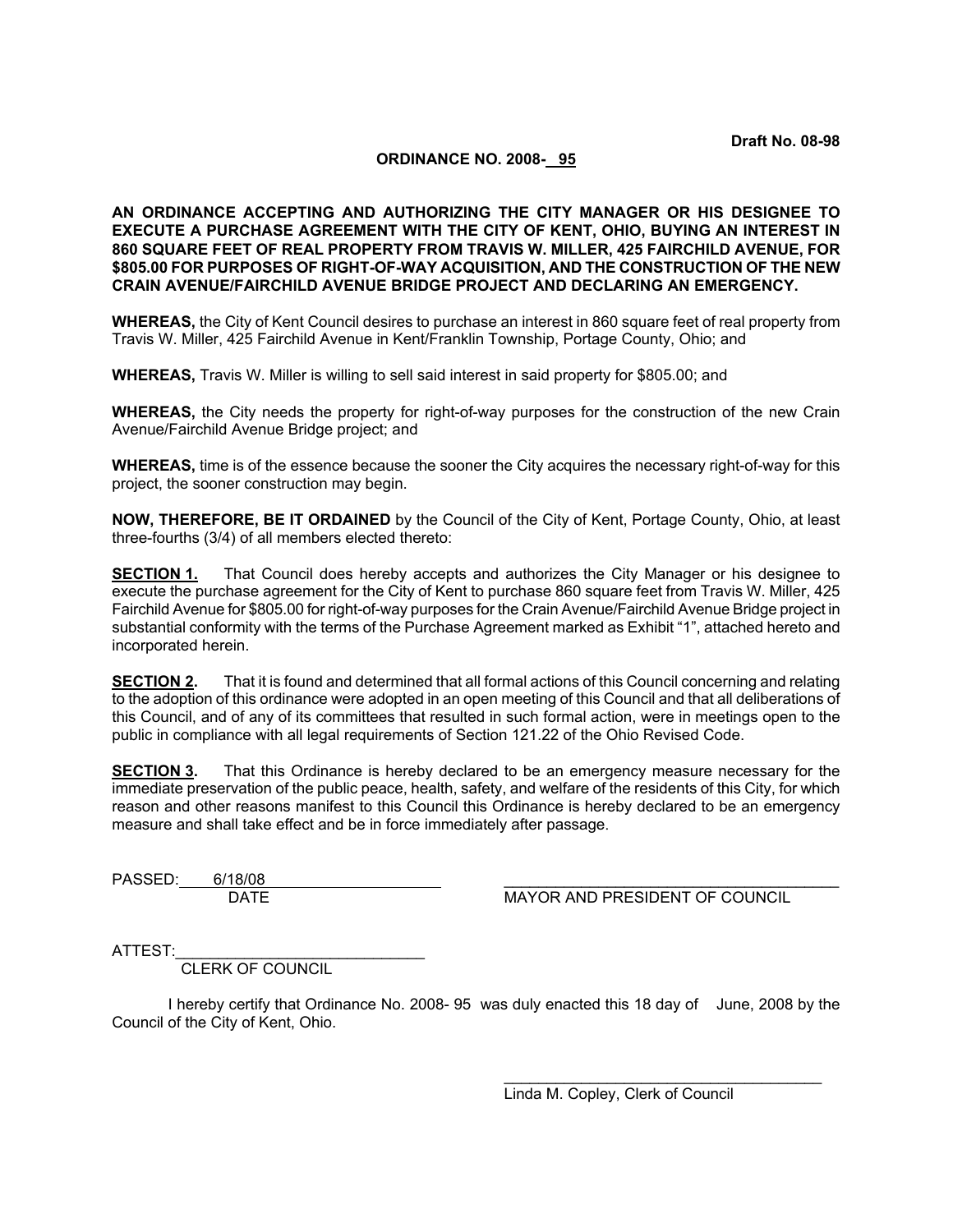Draft No. 08-98

**ORDINANCE NO. 2008- 95**

**AN ORDINANCE ACCEPTING AND AUTHORIZING THE CITY MANAGER OR HIS DESIGNEE TO EXECUTE A PURCHASE AGREEMENT WITH THE CITY OF KENT, OHIO, BUYING AN INTEREST IN 860 SQUARE FEET OF REAL PROPERTY FROM TRAVIS W. MILLER, 425 FAIRCHILD AVENUE, FOR $805.00 FOR PURPOSES OF RIGHT-OF-WAY ACQUISITION, AND THE CONSTRUCTION OF THE NEW CRAIN AVENUE/FAIRCHILD AVENUE BRIDGE PROJECT AND DECLARING AN EMERGENCY.**

**WHEREAS,** the City of Kent Council desires to purchase an interest in 860 square feet of real property from Travis W. Miller, 425 Fairchild Avenue in Kent/Franklin Township, Portage County, Ohio; and

**WHEREAS,** Travis W. Miller is willing to sell said interest in said property for $805.00; and

**WHEREAS,** the City needs the property for right-of-way purposes for the construction of the new Crain Avenue/Fairchild Avenue Bridge project; and

**WHEREAS,** time is of the essence because the sooner the City acquires the necessary right-of-way for this project, the sooner construction may begin.

**NOW, THEREFORE, BE IT ORDAINED** by the Council of the City of Kent, Portage County, Ohio, at least three-fourths (3/4) of all members elected thereto:

**SECTION 1.** That Council does hereby accepts and authorizes the City Manager or his designee to execute the purchase agreement for the City of Kent to purchase 860 square feet from Travis W. Miller, 425 Fairchild Avenue for $805.00 for right-of-way purposes for the Crain Avenue/Fairchild Avenue Bridge project in substantial conformity with the terms of the Purchase Agreement marked as Exhibit "1", attached hereto and incorporated herein.

**SECTION 2.** That it is found and determined that all formal actions of this Council concerning and relating to the adoption of this ordinance were adopted in an open meeting of this Council and that all deliberations of this Council, and of any of its committees that resulted in such formal action, were in meetings open to the public in compliance with all legal requirements of Section 121.22 of the Ohio Revised Code.

**SECTION 3.** That this Ordinance is hereby declared to be an emergency measure necessary for the immediate preservation of the public peace, health, safety, and welfare of the residents of this City, for which reason and other reasons manifest to this Council this Ordinance is hereby declared to be an emergency measure and shall take effect and be in force immediately after passage.

PASSED: 6/18/08
DATE

_______________________________
MAYOR AND PRESIDENT OF COUNCIL

ATTEST:_______________________________
CLERK OF COUNCIL

I hereby certify that Ordinance No. 2008- 95 was duly enacted this 18 day of June, 2008 by the Council of the City of Kent, Ohio.

_______________________________
Linda M. Copley, Clerk of Council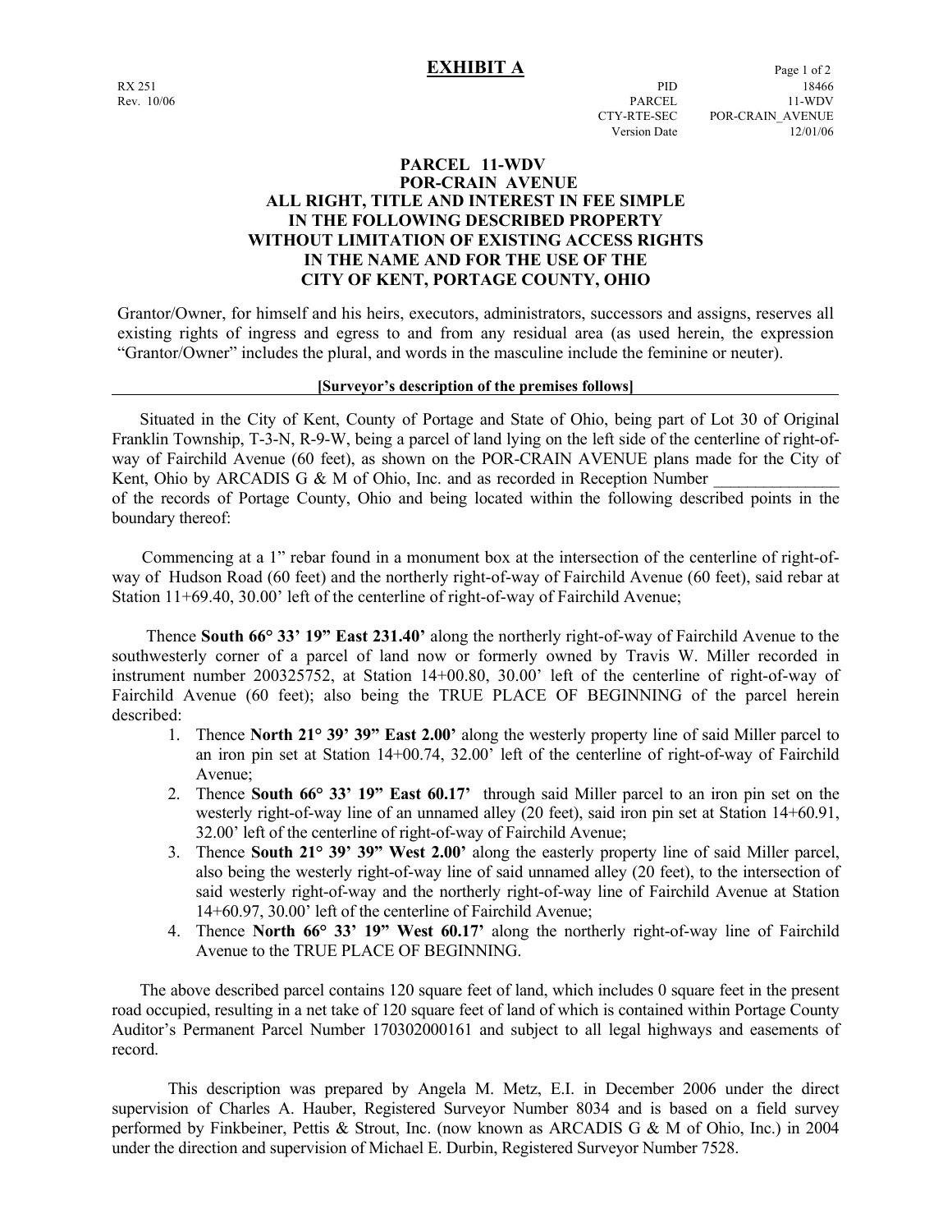# EXHIBIT A

RX 251
Rev. 10/06

PID 18466
PARCEL 11-WDV
CTY-RTE-SEC POR-CRAIN_AVENUE
Version Date 12/01/06

**PARCEL 11-WDV**
**POR-CRAIN AVENUE**
**ALL RIGHT, TITLE AND INTEREST IN FEE SIMPLE**
**IN THE FOLLOWING DESCRIBED PROPERTY**
**WITHOUT LIMITATION OF EXISTING ACCESS RIGHTS**
**IN THE NAME AND FOR THE USE OF THE**
**CITY OF KENT, PORTAGE COUNTY, OHIO**

Grantor/Owner, for himself and his heirs, executors, administrators, successors and assigns, reserves all existing rights of ingress and egress to and from any residual area (as used herein, the expression "Grantor/Owner" includes the plural, and words in the masculine include the feminine or neuter).

**[Surveyor's description of the premises follows]**

Situated in the City of Kent, County of Portage and State of Ohio, being part of Lot 30 of Original Franklin Township, T-3-N, R-9-W, being a parcel of land lying on the left side of the centerline of right-of-way of Fairchild Avenue (60 feet), as shown on the POR-CRAIN AVENUE plans made for the City of Kent, Ohio by ARCADIS G & M of Ohio, Inc. and as recorded in Reception Number _______________ of the records of Portage County, Ohio and being located within the following described points in the boundary thereof:

Commencing at a 1" rebar found in a monument box at the intersection of the centerline of right-of-way of Hudson Road (60 feet) and the northerly right-of-way of Fairchild Avenue (60 feet), said rebar at Station 11+69.40, 30.00' left of the centerline of right-of-way of Fairchild Avenue;

Thence **South 66° 33' 19" East 231.40'** along the northerly right-of-way of Fairchild Avenue to the southwesterly corner of a parcel of land now or formerly owned by Travis W. Miller recorded in instrument number 200325752, at Station 14+00.80, 30.00' left of the centerline of right-of-way of Fairchild Avenue (60 feet); also being the TRUE PLACE OF BEGINNING of the parcel herein described:

1. Thence **North 21° 39' 39" East 2.00'** along the westerly property line of said Miller parcel to an iron pin set at Station 14+00.74, 32.00' left of the centerline of right-of-way of Fairchild Avenue;
2. Thence **South 66° 33' 19" East 60.17'** through said Miller parcel to an iron pin set on the westerly right-of-way line of an unnamed alley (20 feet), said iron pin set at Station 14+60.91, 32.00' left of the centerline of right-of-way of Fairchild Avenue;
3. Thence **South 21° 39' 39" West 2.00'** along the easterly property line of said Miller parcel, also being the westerly right-of-way line of said unnamed alley (20 feet), to the intersection of said westerly right-of-way and the northerly right-of-way line of Fairchild Avenue at Station 14+60.97, 30.00' left of the centerline of Fairchild Avenue;
4. Thence **North 66° 33' 19" West 60.17'** along the northerly right-of-way line of Fairchild Avenue to the TRUE PLACE OF BEGINNING.

The above described parcel contains 120 square feet of land, which includes 0 square feet in the present road occupied, resulting in a net take of 120 square feet of land of which is contained within Portage County Auditor's Permanent Parcel Number 170302000161 and subject to all legal highways and easements of record.

This description was prepared by Angela M. Metz, E.I. in December 2006 under the direct supervision of Charles A. Hauber, Registered Surveyor Number 8034 and is based on a field survey performed by Finkbeiner, Pettis & Strout, Inc. (now known as ARCADIS G & M of Ohio, Inc.) in 2004 under the direction and supervision of Michael E. Durbin, Registered Surveyor Number 7528.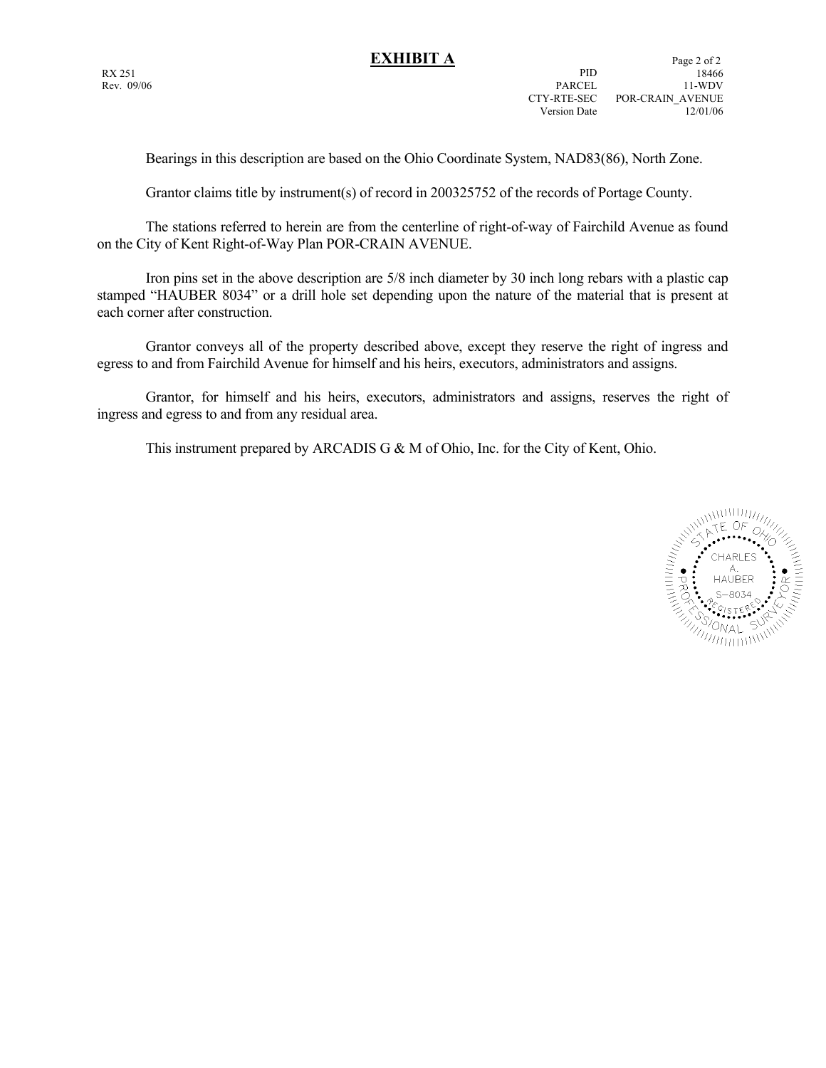# EXHIBIT A

RX 251
Rev. 09/06

| | |
|---|---|
| PID | 18466 |
| PARCEL | 11-WDV |
| CTY-RTE-SEC | POR-CRAIN_AVENUE |
| Version Date | 12/01/06 |

Bearings in this description are based on the Ohio Coordinate System, NAD83(86), North Zone.

Grantor claims title by instrument(s) of record in 200325752 of the records of Portage County.

The stations referred to herein are from the centerline of right-of-way of Fairchild Avenue as found on the City of Kent Right-of-Way Plan POR-CRAIN AVENUE.

Iron pins set in the above description are 5/8 inch diameter by 30 inch long rebars with a plastic cap stamped "HAUBER 8034" or a drill hole set depending upon the nature of the material that is present at each corner after construction.

Grantor conveys all of the property described above, except they reserve the right of ingress and egress to and from Fairchild Avenue for himself and his heirs, executors, administrators and assigns.

Grantor, for himself and his heirs, executors, administrators and assigns, reserves the right of ingress and egress to and from any residual area.

This instrument prepared by ARCADIS G & M of Ohio, Inc. for the City of Kent, Ohio.

STATE OF OHIO
CHARLES A. HAUBER
S-8034
REGISTERED
PROFESSIONAL SURVEYOR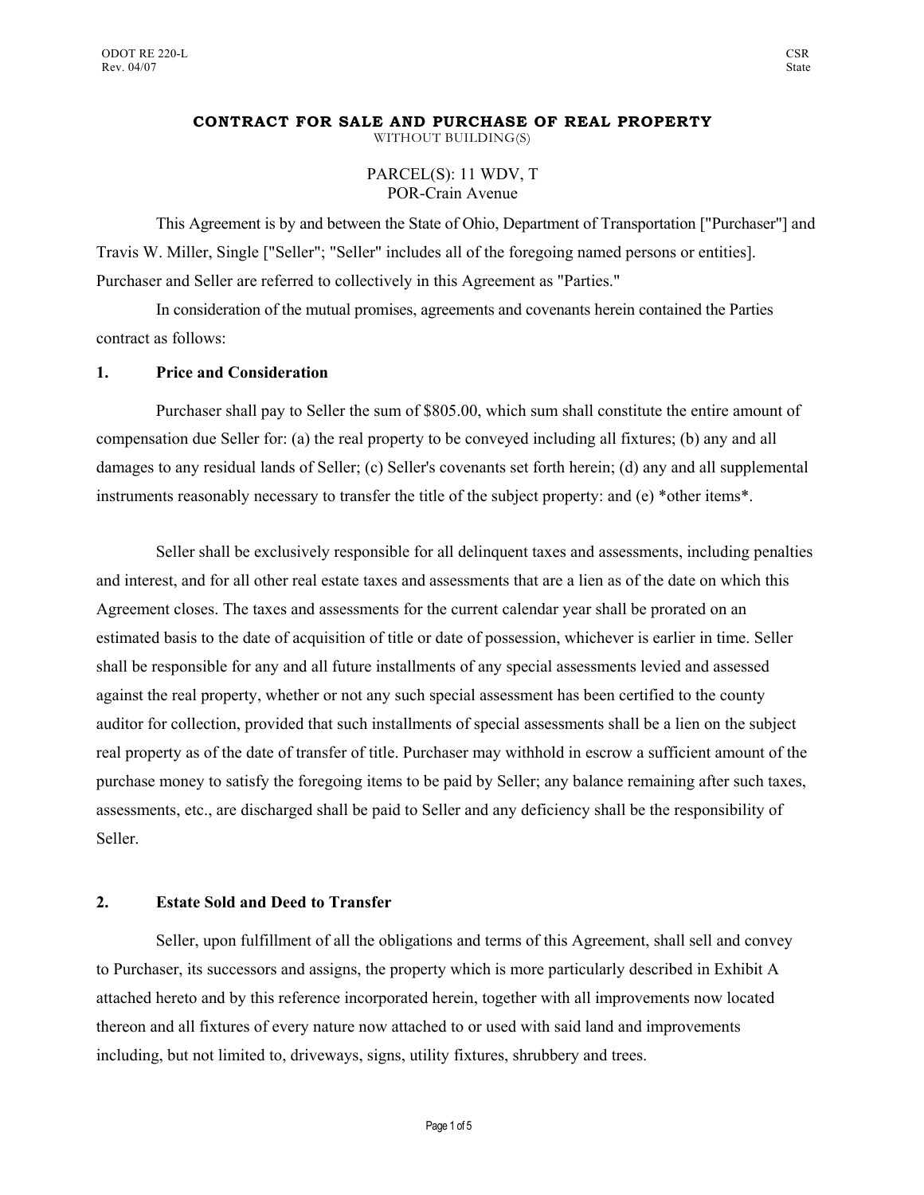**CONTRACT FOR SALE AND PURCHASE OF REAL PROPERTY**
WITHOUT BUILDING(S)

PARCEL(S): 11 WDV, T
POR-Crain Avenue

This Agreement is by and between the State of Ohio, Department of Transportation ["Purchaser"] and Travis W. Miller, Single ["Seller"; "Seller" includes all of the foregoing named persons or entities]. Purchaser and Seller are referred to collectively in this Agreement as "Parties."

In consideration of the mutual promises, agreements and covenants herein contained the Parties contract as follows:

## 1. Price and Consideration

Purchaser shall pay to Seller the sum of $805.00, which sum shall constitute the entire amount of compensation due Seller for: (a) the real property to be conveyed including all fixtures; (b) any and all damages to any residual lands of Seller; (c) Seller's covenants set forth herein; (d) any and all supplemental instruments reasonably necessary to transfer the title of the subject property: and (e) *other items*.

Seller shall be exclusively responsible for all delinquent taxes and assessments, including penalties and interest, and for all other real estate taxes and assessments that are a lien as of the date on which this Agreement closes. The taxes and assessments for the current calendar year shall be prorated on an estimated basis to the date of acquisition of title or date of possession, whichever is earlier in time. Seller shall be responsible for any and all future installments of any special assessments levied and assessed against the real property, whether or not any such special assessment has been certified to the county auditor for collection, provided that such installments of special assessments shall be a lien on the subject real property as of the date of transfer of title. Purchaser may withhold in escrow a sufficient amount of the purchase money to satisfy the foregoing items to be paid by Seller; any balance remaining after such taxes, assessments, etc., are discharged shall be paid to Seller and any deficiency shall be the responsibility of Seller.

## 2. Estate Sold and Deed to Transfer

Seller, upon fulfillment of all the obligations and terms of this Agreement, shall sell and convey to Purchaser, its successors and assigns, the property which is more particularly described in Exhibit A attached hereto and by this reference incorporated herein, together with all improvements now located thereon and all fixtures of every nature now attached to or used with said land and improvements including, but not limited to, driveways, signs, utility fixtures, shrubbery and trees.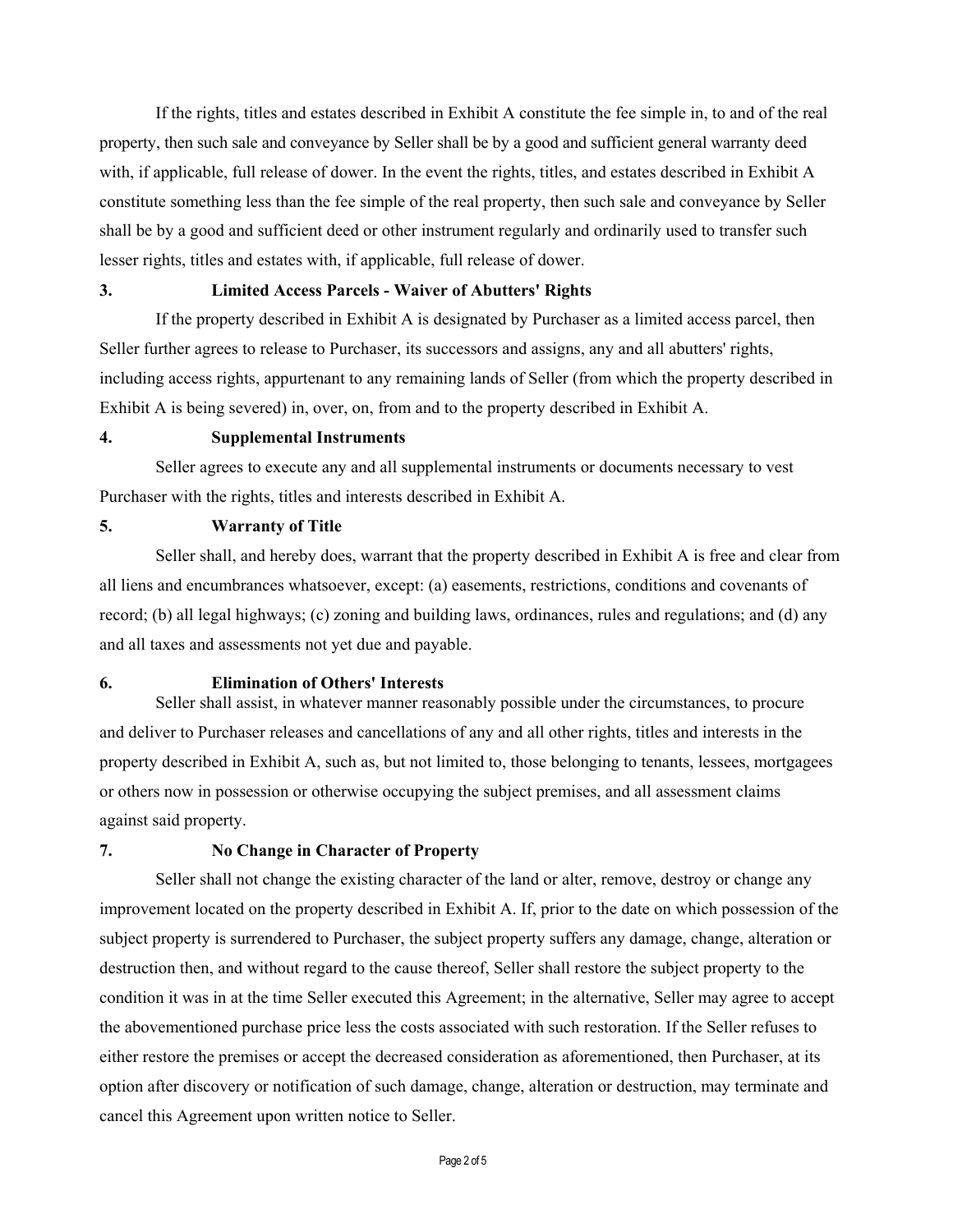If the rights, titles and estates described in Exhibit A constitute the fee simple in, to and of the real property, then such sale and conveyance by Seller shall be by a good and sufficient general warranty deed with, if applicable, full release of dower. In the event the rights, titles, and estates described in Exhibit A constitute something less than the fee simple of the real property, then such sale and conveyance by Seller shall be by a good and sufficient deed or other instrument regularly and ordinarily used to transfer such lesser rights, titles and estates with, if applicable, full release of dower.

### 3. Limited Access Parcels - Waiver of Abutters' Rights

If the property described in Exhibit A is designated by Purchaser as a limited access parcel, then Seller further agrees to release to Purchaser, its successors and assigns, any and all abutters' rights, including access rights, appurtenant to any remaining lands of Seller (from which the property described in Exhibit A is being severed) in, over, on, from and to the property described in Exhibit A.

### 4. Supplemental Instruments

Seller agrees to execute any and all supplemental instruments or documents necessary to vest Purchaser with the rights, titles and interests described in Exhibit A.

### 5. Warranty of Title

Seller shall, and hereby does, warrant that the property described in Exhibit A is free and clear from all liens and encumbrances whatsoever, except: (a) easements, restrictions, conditions and covenants of record; (b) all legal highways; (c) zoning and building laws, ordinances, rules and regulations; and (d) any and all taxes and assessments not yet due and payable.

### 6. Elimination of Others' Interests

Seller shall assist, in whatever manner reasonably possible under the circumstances, to procure and deliver to Purchaser releases and cancellations of any and all other rights, titles and interests in the property described in Exhibit A, such as, but not limited to, those belonging to tenants, lessees, mortgagees or others now in possession or otherwise occupying the subject premises, and all assessment claims against said property.

### 7. No Change in Character of Property

Seller shall not change the existing character of the land or alter, remove, destroy or change any improvement located on the property described in Exhibit A. If, prior to the date on which possession of the subject property is surrendered to Purchaser, the subject property suffers any damage, change, alteration or destruction then, and without regard to the cause thereof, Seller shall restore the subject property to the condition it was in at the time Seller executed this Agreement; in the alternative, Seller may agree to accept the abovementioned purchase price less the costs associated with such restoration. If the Seller refuses to either restore the premises or accept the decreased consideration as aforementioned, then Purchaser, at its option after discovery or notification of such damage, change, alteration or destruction, may terminate and cancel this Agreement upon written notice to Seller.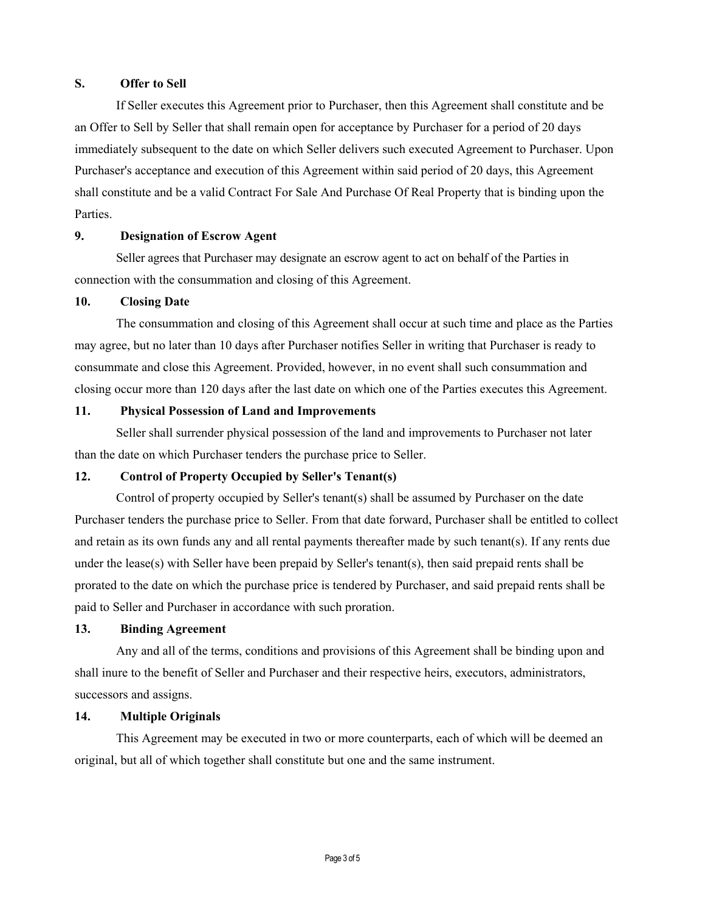**S. Offer to Sell**

If Seller executes this Agreement prior to Purchaser, then this Agreement shall constitute and be an Offer to Sell by Seller that shall remain open for acceptance by Purchaser for a period of 20 days immediately subsequent to the date on which Seller delivers such executed Agreement to Purchaser. Upon Purchaser's acceptance and execution of this Agreement within said period of 20 days, this Agreement shall constitute and be a valid Contract For Sale And Purchase Of Real Property that is binding upon the Parties.

**9. Designation of Escrow Agent**

Seller agrees that Purchaser may designate an escrow agent to act on behalf of the Parties in connection with the consummation and closing of this Agreement.

**10. Closing Date**

The consummation and closing of this Agreement shall occur at such time and place as the Parties may agree, but no later than 10 days after Purchaser notifies Seller in writing that Purchaser is ready to consummate and close this Agreement. Provided, however, in no event shall such consummation and closing occur more than 120 days after the last date on which one of the Parties executes this Agreement.

**11. Physical Possession of Land and Improvements**

Seller shall surrender physical possession of the land and improvements to Purchaser not later than the date on which Purchaser tenders the purchase price to Seller.

**12. Control of Property Occupied by Seller's Tenant(s)**

Control of property occupied by Seller's tenant(s) shall be assumed by Purchaser on the date Purchaser tenders the purchase price to Seller. From that date forward, Purchaser shall be entitled to collect and retain as its own funds any and all rental payments thereafter made by such tenant(s). If any rents due under the lease(s) with Seller have been prepaid by Seller's tenant(s), then said prepaid rents shall be prorated to the date on which the purchase price is tendered by Purchaser, and said prepaid rents shall be paid to Seller and Purchaser in accordance with such proration.

**13. Binding Agreement**

Any and all of the terms, conditions and provisions of this Agreement shall be binding upon and shall inure to the benefit of Seller and Purchaser and their respective heirs, executors, administrators, successors and assigns.

**14. Multiple Originals**

This Agreement may be executed in two or more counterparts, each of which will be deemed an original, but all of which together shall constitute but one and the same instrument.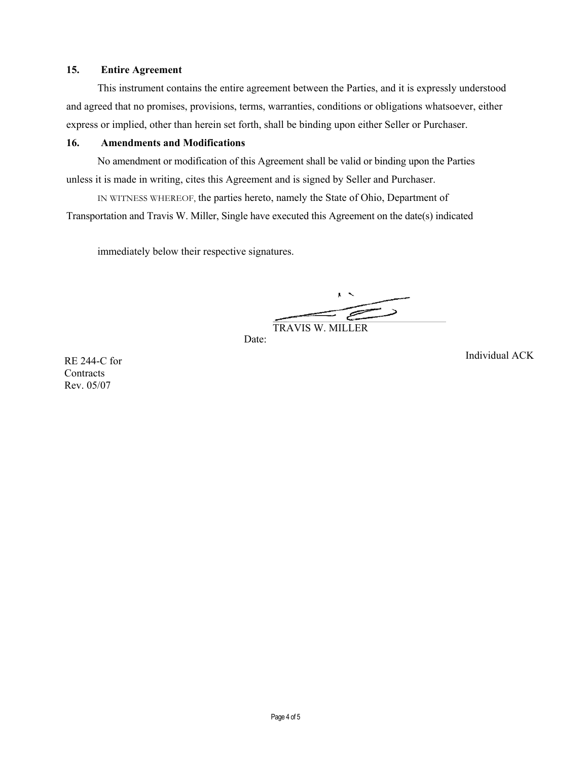**15. Entire Agreement**

This instrument contains the entire agreement between the Parties, and it is expressly understood and agreed that no promises, provisions, terms, warranties, conditions or obligations whatsoever, either express or implied, other than herein set forth, shall be binding upon either Seller or Purchaser.

**16. Amendments and Modifications**

No amendment or modification of this Agreement shall be valid or binding upon the Parties unless it is made in writing, cites this Agreement and is signed by Seller and Purchaser.

IN WITNESS WHEREOF, the parties hereto, namely the State of Ohio, Department of Transportation and Travis W. Miller, Single have executed this Agreement on the date(s) indicated

immediately below their respective signatures.

TRAVIS W. MILLER

Date:

RE 244-C for Contracts
Rev. 05/07

Individual ACK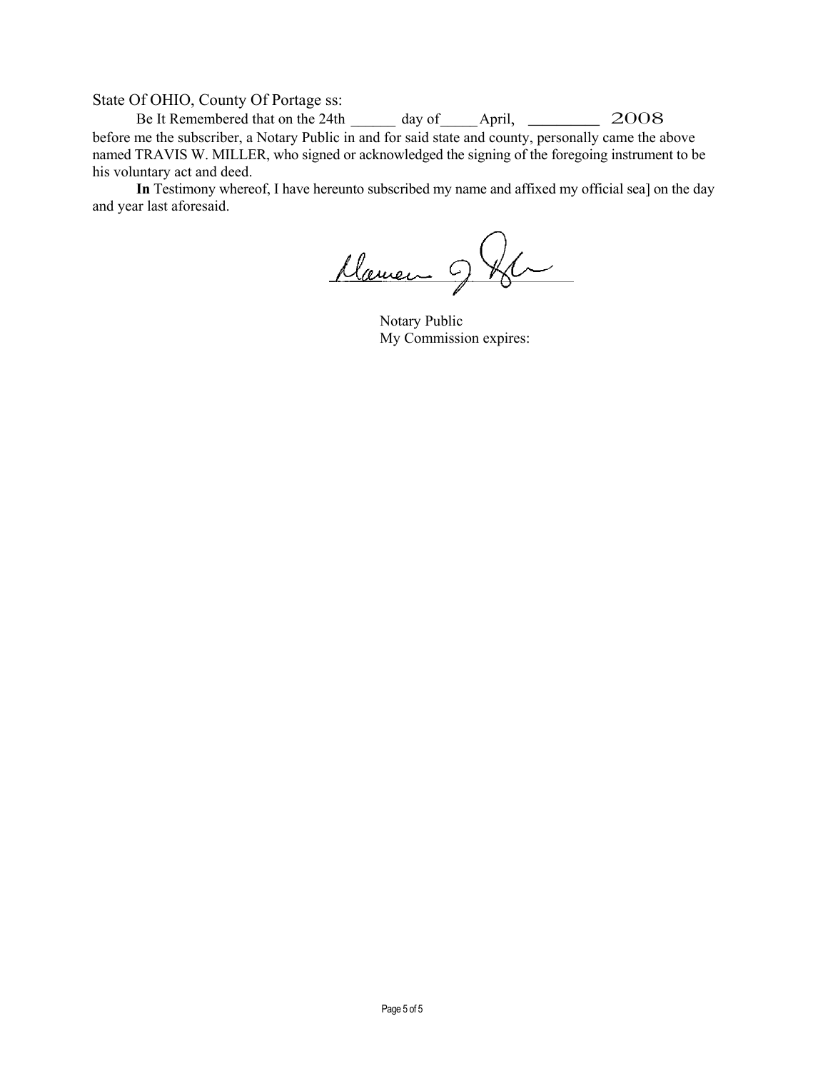State Of OHIO, County Of Portage ss:

Be It Remembered that on the 24th ______ day of_____ April, _________ 2008 before me the subscriber, a Notary Public in and for said state and county, personally came the above named TRAVIS W. MILLER, who signed or acknowledged the signing of the foregoing instrument to be his voluntary act and deed.

**In** Testimony whereof, I have hereunto subscribed my name and affixed my official sea] on the day and year last aforesaid.

_______________________________

Notary Public
My Commission expires: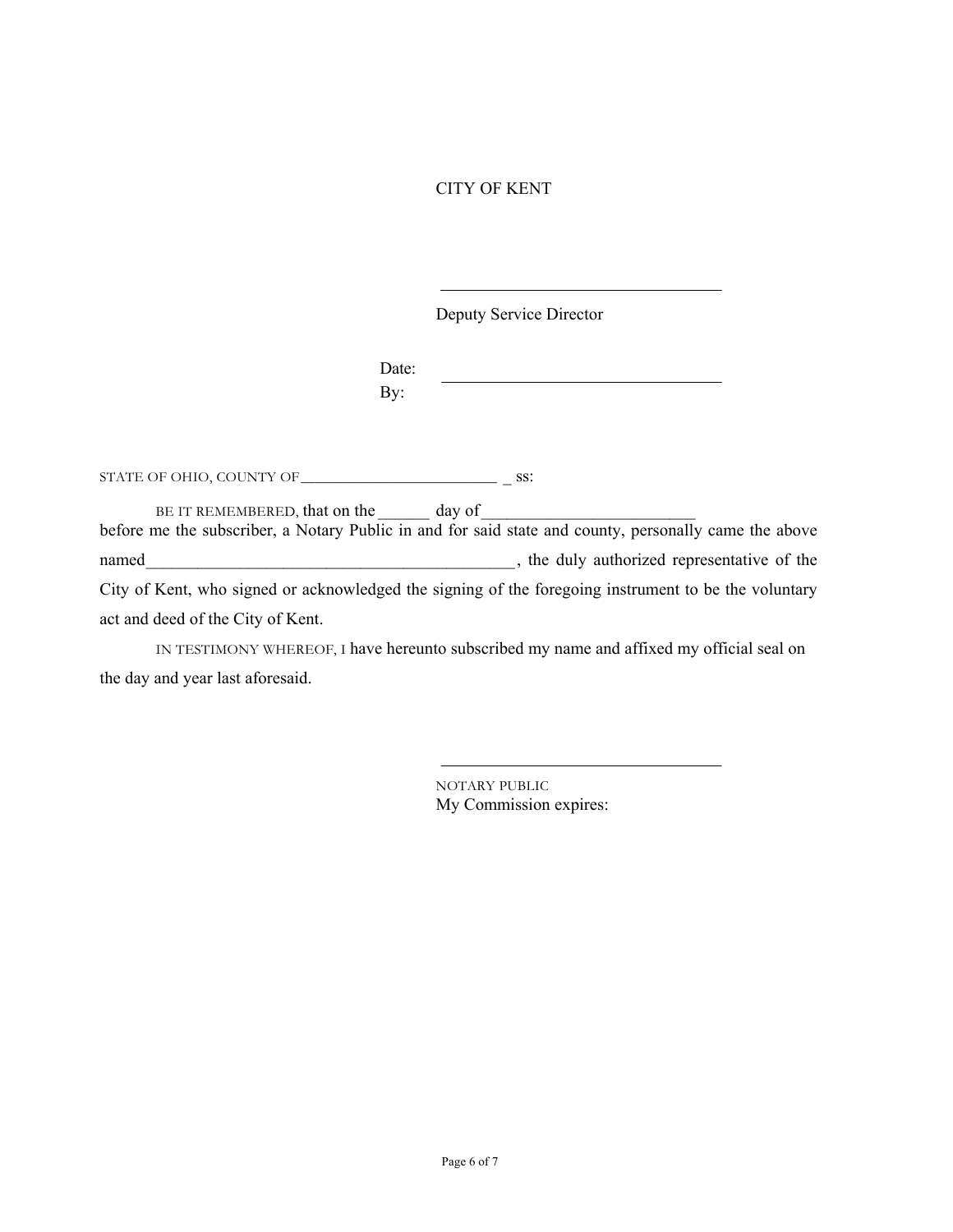CITY OF KENT

\_\_\_\_\_\_\_\_\_\_\_\_\_\_\_\_\_\_\_\_\_\_\_\_\_\_\_\_\_\_\_\_\_\_

Deputy Service Director

Date: \_\_\_\_\_\_\_\_\_\_\_\_\_\_\_\_\_\_\_\_\_\_\_\_\_\_\_\_\_\_\_\_\_\_

By:

STATE OF OHIO, COUNTY OF\_\_\_\_\_\_\_\_\_\_\_\_\_\_\_\_\_\_\_\_\_\_\_\_\_ _ ss:

BE IT REMEMBERED, that on the \_\_\_\_\_\_ day of\_\_\_\_\_\_\_\_\_\_\_\_\_\_\_\_\_\_\_\_\_\_\_\_\_\_ before me the subscriber, a Notary Public in and for said state and county, personally came the above named\_\_\_\_\_\_\_\_\_\_\_\_\_\_\_\_\_\_\_\_\_\_\_\_\_\_\_\_\_\_\_\_\_\_\_\_\_\_\_\_\_\_\_\_, the duly authorized representative of the City of Kent, who signed or acknowledged the signing of the foregoing instrument to be the voluntary act and deed of the City of Kent.

IN TESTIMONY WHEREOF, I have hereunto subscribed my name and affixed my official seal on the day and year last aforesaid.

\_\_\_\_\_\_\_\_\_\_\_\_\_\_\_\_\_\_\_\_\_\_\_\_\_\_\_\_\_\_\_\_\_\_

NOTARY PUBLIC
My Commission expires: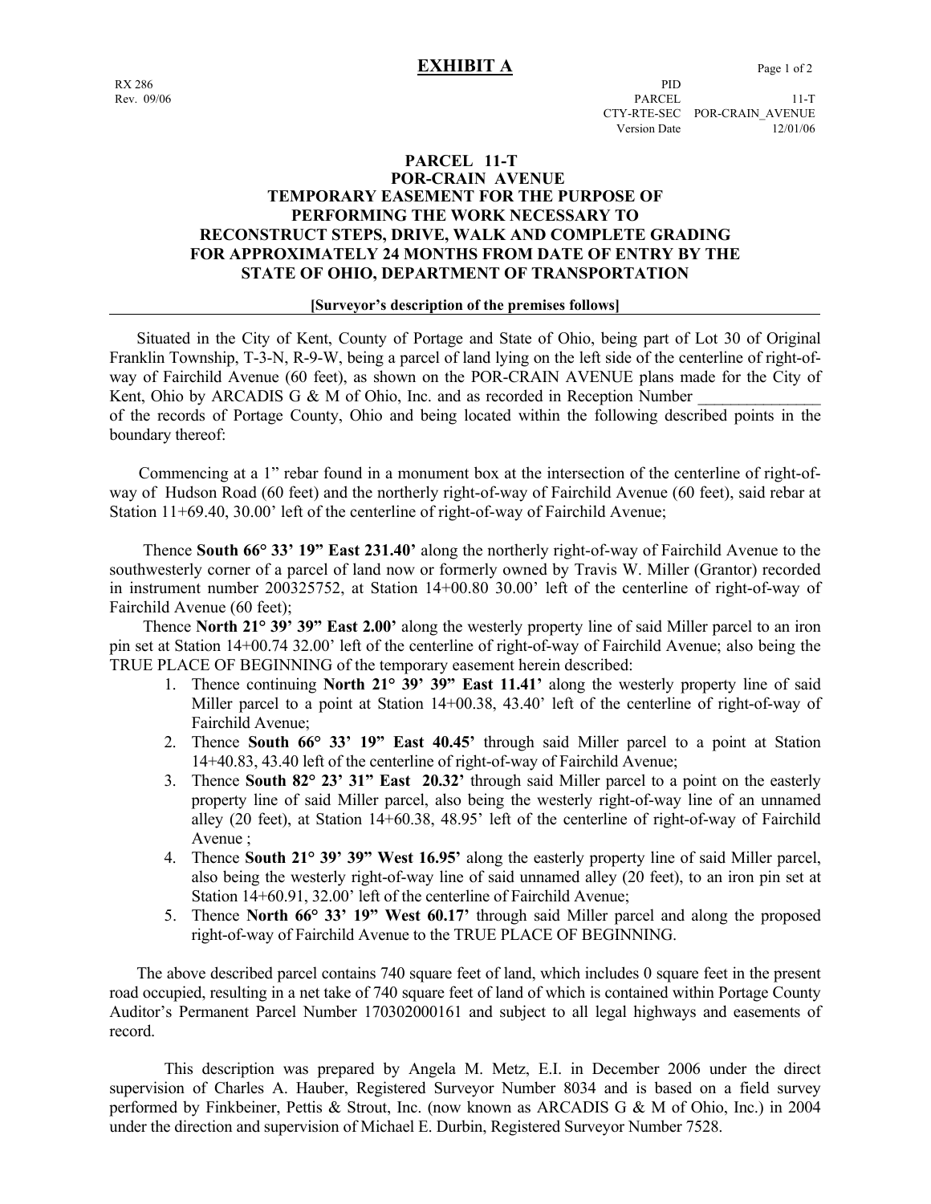# EXHIBIT A

RX 286
Rev. 09/06

PID
PARCEL 11-T
CTY-RTE-SEC POR-CRAIN_AVENUE
Version Date 12/01/06

## PARCEL 11-T
## POR-CRAIN AVENUE
## TEMPORARY EASEMENT FOR THE PURPOSE OF PERFORMING THE WORK NECESSARY TO RECONSTRUCT STEPS, DRIVE, WALK AND COMPLETE GRADING FOR APPROXIMATELY 24 MONTHS FROM DATE OF ENTRY BY THE STATE OF OHIO, DEPARTMENT OF TRANSPORTATION

**[Surveyor's description of the premises follows]**

---

Situated in the City of Kent, County of Portage and State of Ohio, being part of Lot 30 of Original Franklin Township, T-3-N, R-9-W, being a parcel of land lying on the left side of the centerline of right-of-way of Fairchild Avenue (60 feet), as shown on the POR-CRAIN AVENUE plans made for the City of Kent, Ohio by ARCADIS G & M of Ohio, Inc. and as recorded in Reception Number _______________ of the records of Portage County, Ohio and being located within the following described points in the boundary thereof:

Commencing at a 1" rebar found in a monument box at the intersection of the centerline of right-of-way of Hudson Road (60 feet) and the northerly right-of-way of Fairchild Avenue (60 feet), said rebar at Station 11+69.40, 30.00' left of the centerline of right-of-way of Fairchild Avenue;

Thence **South 66° 33' 19" East 231.40'** along the northerly right-of-way of Fairchild Avenue to the southwesterly corner of a parcel of land now or formerly owned by Travis W. Miller (Grantor) recorded in instrument number 200325752, at Station 14+00.80 30.00' left of the centerline of right-of-way of Fairchild Avenue (60 feet);

Thence **North 21° 39' 39" East 2.00'** along the westerly property line of said Miller parcel to an iron pin set at Station 14+00.74 32.00' left of the centerline of right-of-way of Fairchild Avenue; also being the TRUE PLACE OF BEGINNING of the temporary easement herein described:

1. Thence continuing **North 21° 39' 39" East 11.41'** along the westerly property line of said Miller parcel to a point at Station 14+00.38, 43.40' left of the centerline of right-of-way of Fairchild Avenue;
2. Thence **South 66° 33' 19" East 40.45'** through said Miller parcel to a point at Station 14+40.83, 43.40 left of the centerline of right-of-way of Fairchild Avenue;
3. Thence **South 82° 23' 31" East 20.32'** through said Miller parcel to a point on the easterly property line of said Miller parcel, also being the westerly right-of-way line of an unnamed alley (20 feet), at Station 14+60.38, 48.95' left of the centerline of right-of-way of Fairchild Avenue ;
4. Thence **South 21° 39' 39" West 16.95'** along the easterly property line of said Miller parcel, also being the westerly right-of-way line of said unnamed alley (20 feet), to an iron pin set at Station 14+60.91, 32.00' left of the centerline of Fairchild Avenue;
5. Thence **North 66° 33' 19" West 60.17'** through said Miller parcel and along the proposed right-of-way of Fairchild Avenue to the TRUE PLACE OF BEGINNING.

The above described parcel contains 740 square feet of land, which includes 0 square feet in the present road occupied, resulting in a net take of 740 square feet of land of which is contained within Portage County Auditor's Permanent Parcel Number 170302000161 and subject to all legal highways and easements of record.

This description was prepared by Angela M. Metz, E.I. in December 2006 under the direct supervision of Charles A. Hauber, Registered Surveyor Number 8034 and is based on a field survey performed by Finkbeiner, Pettis & Strout, Inc. (now known as ARCADIS G & M of Ohio, Inc.) in 2004 under the direction and supervision of Michael E. Durbin, Registered Surveyor Number 7528.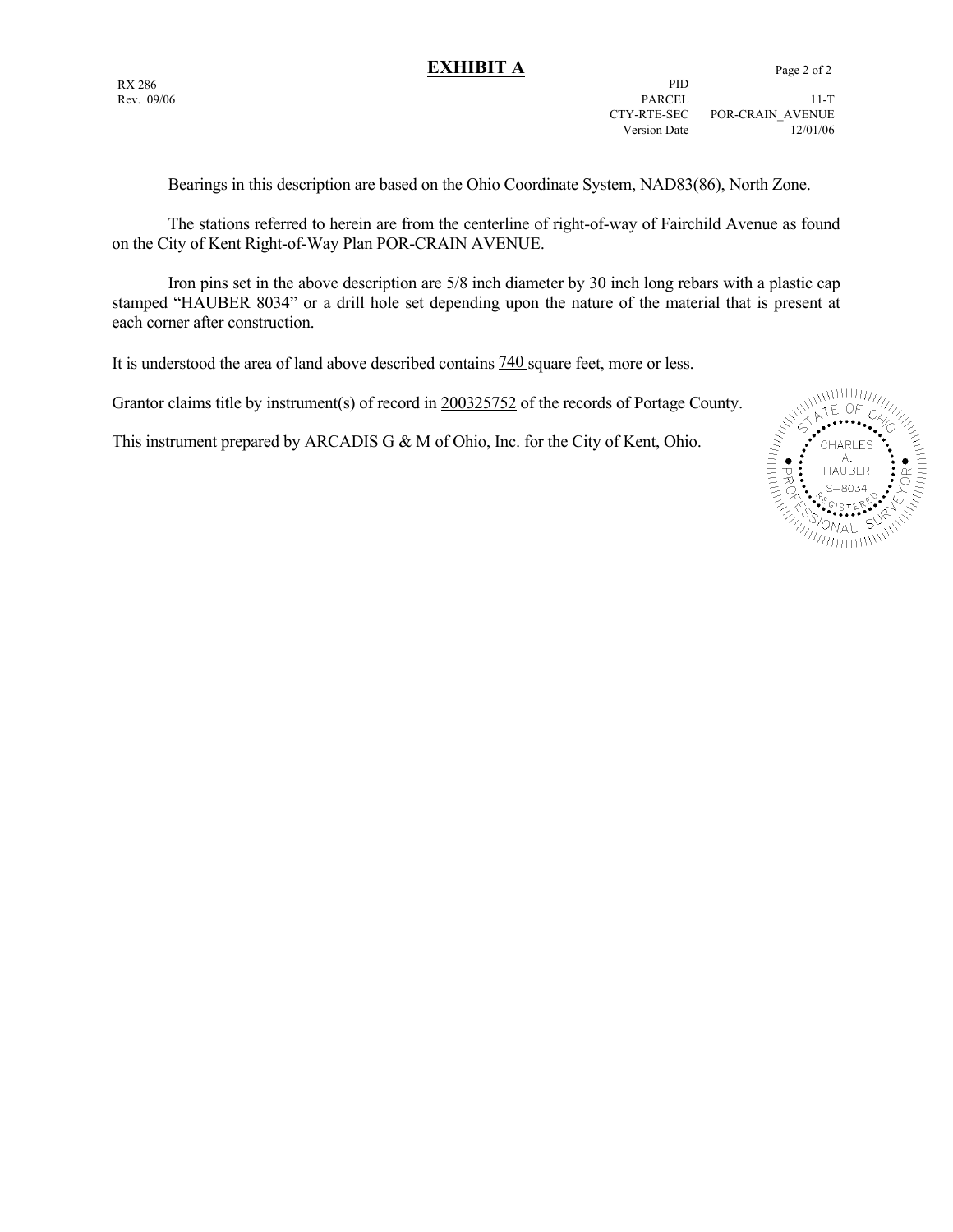# EXHIBIT A

RX 286
Rev. 09/06

| | |
|---|---|
| PID | |
| PARCEL | 11-T |
| CTY-RTE-SEC | POR-CRAIN_AVENUE |
| Version Date | 12/01/06 |

Bearings in this description are based on the Ohio Coordinate System, NAD83(86), North Zone.

The stations referred to herein are from the centerline of right-of-way of Fairchild Avenue as found on the City of Kent Right-of-Way Plan POR-CRAIN AVENUE.

Iron pins set in the above description are 5/8 inch diameter by 30 inch long rebars with a plastic cap stamped "HAUBER 8034" or a drill hole set depending upon the nature of the material that is present at each corner after construction.

It is understood the area of land above described contains 740 square feet, more or less.

Grantor claims title by instrument(s) of record in 200325752 of the records of Portage County.

This instrument prepared by ARCADIS G & M of Ohio, Inc. for the City of Kent, Ohio.

STATE OF OHIO
CHARLES A. HAUBER
S-8034
REGISTERED
PROFESSIONAL SURVEYOR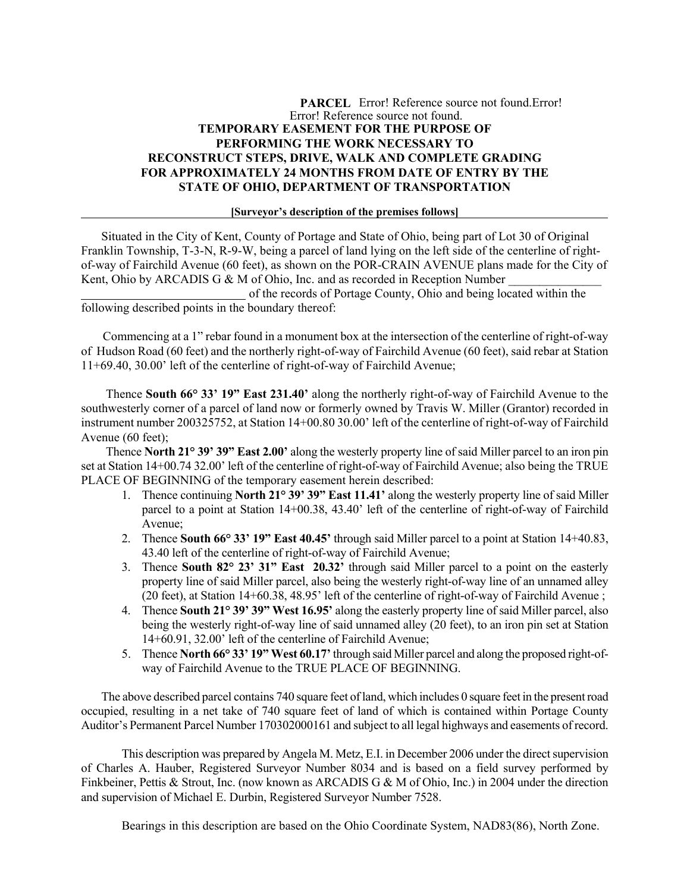**PARCEL** Error! Reference source not found.Error! Error! Reference source not found.

**TEMPORARY EASEMENT FOR THE PURPOSE OF PERFORMING THE WORK NECESSARY TO RECONSTRUCT STEPS, DRIVE, WALK AND COMPLETE GRADING FOR APPROXIMATELY 24 MONTHS FROM DATE OF ENTRY BY THE STATE OF OHIO, DEPARTMENT OF TRANSPORTATION**

**[Surveyor's description of the premises follows]**

Situated in the City of Kent, County of Portage and State of Ohio, being part of Lot 30 of Original Franklin Township, T-3-N, R-9-W, being a parcel of land lying on the left side of the centerline of right-of-way of Fairchild Avenue (60 feet), as shown on the POR-CRAIN AVENUE plans made for the City of Kent, Ohio by ARCADIS G & M of Ohio, Inc. and as recorded in Reception Number ______________ ______________________ of the records of Portage County, Ohio and being located within the following described points in the boundary thereof:

Commencing at a 1" rebar found in a monument box at the intersection of the centerline of right-of-way of Hudson Road (60 feet) and the northerly right-of-way of Fairchild Avenue (60 feet), said rebar at Station 11+69.40, 30.00' left of the centerline of right-of-way of Fairchild Avenue;

Thence **South 66° 33' 19" East 231.40'** along the northerly right-of-way of Fairchild Avenue to the southwesterly corner of a parcel of land now or formerly owned by Travis W. Miller (Grantor) recorded in instrument number 200325752, at Station 14+00.80 30.00' left of the centerline of right-of-way of Fairchild Avenue (60 feet);

Thence **North 21° 39' 39" East 2.00'** along the westerly property line of said Miller parcel to an iron pin set at Station 14+00.74 32.00' left of the centerline of right-of-way of Fairchild Avenue; also being the TRUE PLACE OF BEGINNING of the temporary easement herein described:

1. Thence continuing **North 21° 39' 39" East 11.41'** along the westerly property line of said Miller parcel to a point at Station 14+00.38, 43.40' left of the centerline of right-of-way of Fairchild Avenue;
2. Thence **South 66° 33' 19" East 40.45'** through said Miller parcel to a point at Station 14+40.83, 43.40 left of the centerline of right-of-way of Fairchild Avenue;
3. Thence **South 82° 23' 31" East 20.32'** through said Miller parcel to a point on the easterly property line of said Miller parcel, also being the westerly right-of-way line of an unnamed alley (20 feet), at Station 14+60.38, 48.95' left of the centerline of right-of-way of Fairchild Avenue ;
4. Thence **South 21° 39' 39" West 16.95'** along the easterly property line of said Miller parcel, also being the westerly right-of-way line of said unnamed alley (20 feet), to an iron pin set at Station 14+60.91, 32.00' left of the centerline of Fairchild Avenue;
5. Thence **North 66° 33' 19" West 60.17'** through said Miller parcel and along the proposed right-of-way of Fairchild Avenue to the TRUE PLACE OF BEGINNING.

The above described parcel contains 740 square feet of land, which includes 0 square feet in the present road occupied, resulting in a net take of 740 square feet of land of which is contained within Portage County Auditor's Permanent Parcel Number 170302000161 and subject to all legal highways and easements of record.

This description was prepared by Angela M. Metz, E.I. in December 2006 under the direct supervision of Charles A. Hauber, Registered Surveyor Number 8034 and is based on a field survey performed by Finkbeiner, Pettis & Strout, Inc. (now known as ARCADIS G & M of Ohio, Inc.) in 2004 under the direction and supervision of Michael E. Durbin, Registered Surveyor Number 7528.

Bearings in this description are based on the Ohio Coordinate System, NAD83(86), North Zone.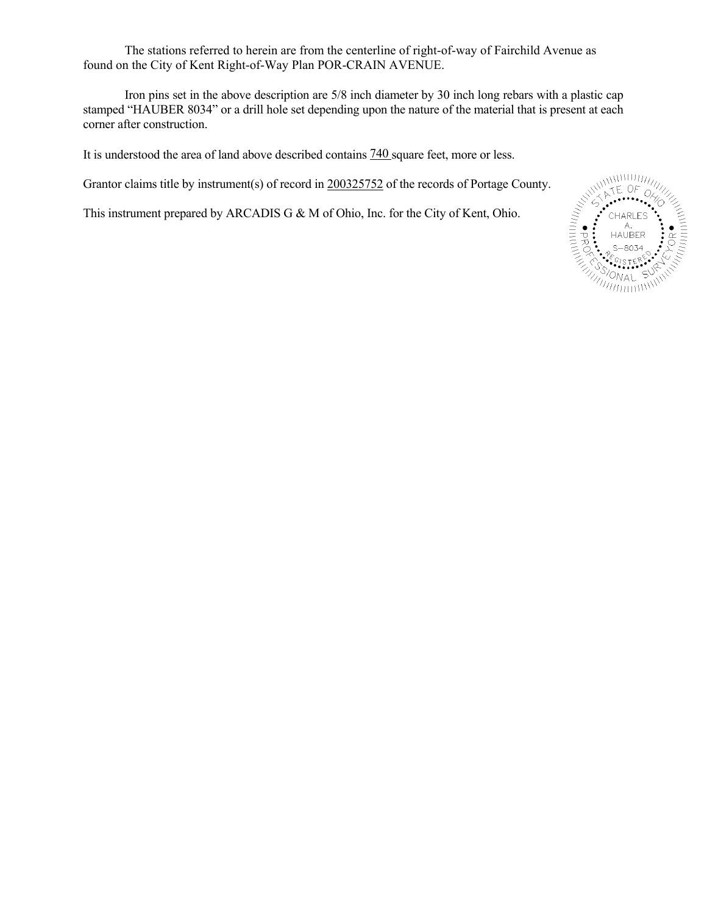The stations referred to herein are from the centerline of right-of-way of Fairchild Avenue as found on the City of Kent Right-of-Way Plan POR-CRAIN AVENUE.

Iron pins set in the above description are 5/8 inch diameter by 30 inch long rebars with a plastic cap stamped "HAUBER 8034" or a drill hole set depending upon the nature of the material that is present at each corner after construction.

It is understood the area of land above described contains 740 square feet, more or less.

Grantor claims title by instrument(s) of record in 200325752 of the records of Portage County.

This instrument prepared by ARCADIS G & M of Ohio, Inc. for the City of Kent, Ohio.

STATE OF OHIO
CHARLES A. HAUBER
S-8034
REGISTERED
PROFESSIONAL SURVEYOR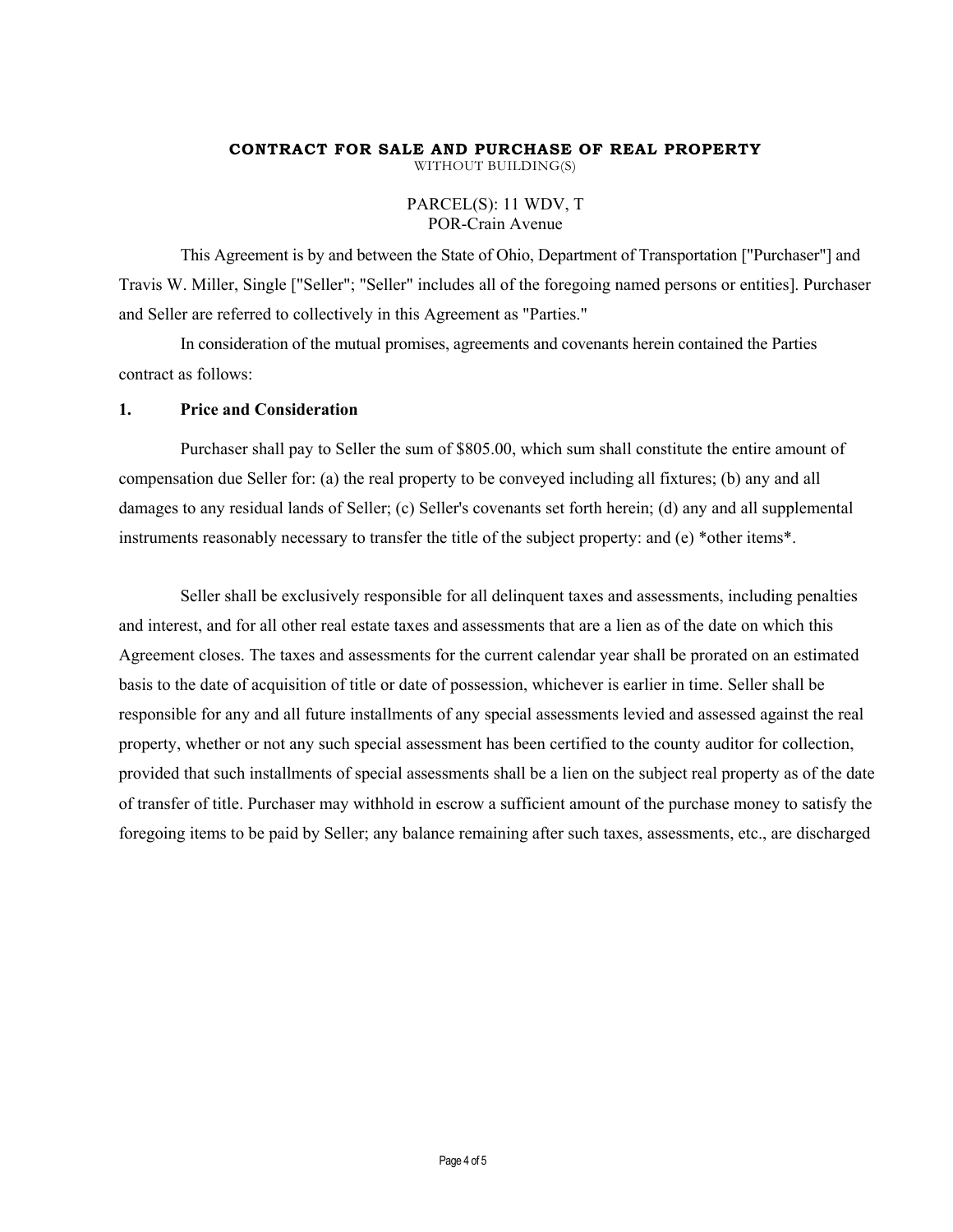**CONTRACT FOR SALE AND PURCHASE OF REAL PROPERTY**
WITHOUT BUILDING(S)

PARCEL(S): 11 WDV, T
POR-Crain Avenue

This Agreement is by and between the State of Ohio, Department of Transportation ["Purchaser"] and Travis W. Miller, Single ["Seller"; "Seller" includes all of the foregoing named persons or entities]. Purchaser and Seller are referred to collectively in this Agreement as "Parties."

In consideration of the mutual promises, agreements and covenants herein contained the Parties contract as follows:

**1. Price and Consideration**

Purchaser shall pay to Seller the sum of $805.00, which sum shall constitute the entire amount of compensation due Seller for: (a) the real property to be conveyed including all fixtures; (b) any and all damages to any residual lands of Seller; (c) Seller's covenants set forth herein; (d) any and all supplemental instruments reasonably necessary to transfer the title of the subject property: and (e) *other items*.

Seller shall be exclusively responsible for all delinquent taxes and assessments, including penalties and interest, and for all other real estate taxes and assessments that are a lien as of the date on which this Agreement closes. The taxes and assessments for the current calendar year shall be prorated on an estimated basis to the date of acquisition of title or date of possession, whichever is earlier in time. Seller shall be responsible for any and all future installments of any special assessments levied and assessed against the real property, whether or not any such special assessment has been certified to the county auditor for collection, provided that such installments of special assessments shall be a lien on the subject real property as of the date of transfer of title. Purchaser may withhold in escrow a sufficient amount of the purchase money to satisfy the foregoing items to be paid by Seller; any balance remaining after such taxes, assessments, etc., are discharged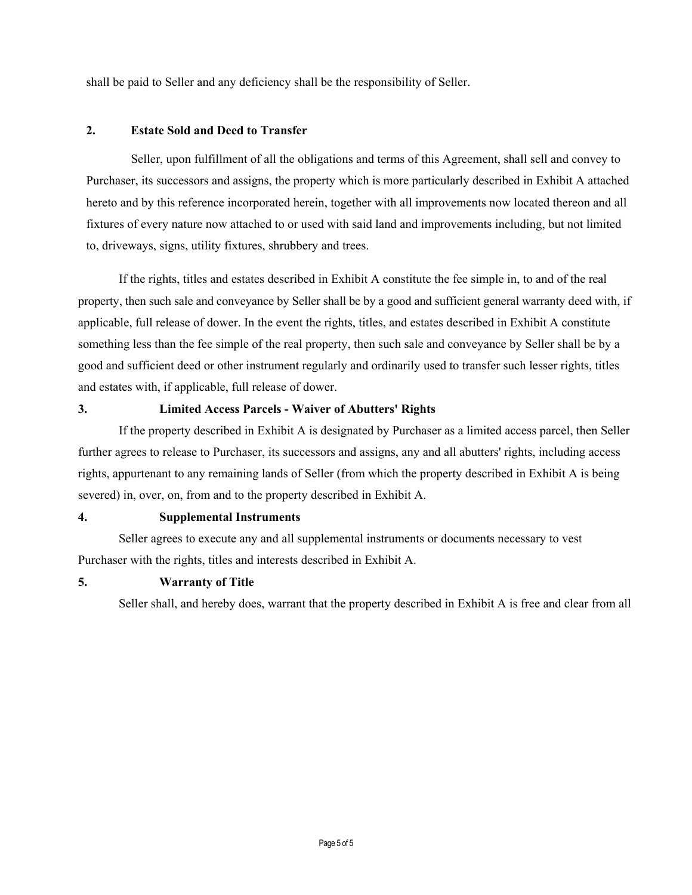shall be paid to Seller and any deficiency shall be the responsibility of Seller.

**2. Estate Sold and Deed to Transfer**

Seller, upon fulfillment of all the obligations and terms of this Agreement, shall sell and convey to Purchaser, its successors and assigns, the property which is more particularly described in Exhibit A attached hereto and by this reference incorporated herein, together with all improvements now located thereon and all fixtures of every nature now attached to or used with said land and improvements including, but not limited to, driveways, signs, utility fixtures, shrubbery and trees.

If the rights, titles and estates described in Exhibit A constitute the fee simple in, to and of the real property, then such sale and conveyance by Seller shall be by a good and sufficient general warranty deed with, if applicable, full release of dower. In the event the rights, titles, and estates described in Exhibit A constitute something less than the fee simple of the real property, then such sale and conveyance by Seller shall be by a good and sufficient deed or other instrument regularly and ordinarily used to transfer such lesser rights, titles and estates with, if applicable, full release of dower.

**3. Limited Access Parcels - Waiver of Abutters' Rights**

If the property described in Exhibit A is designated by Purchaser as a limited access parcel, then Seller further agrees to release to Purchaser, its successors and assigns, any and all abutters' rights, including access rights, appurtenant to any remaining lands of Seller (from which the property described in Exhibit A is being severed) in, over, on, from and to the property described in Exhibit A.

**4. Supplemental Instruments**

Seller agrees to execute any and all supplemental instruments or documents necessary to vest Purchaser with the rights, titles and interests described in Exhibit A.

**5. Warranty of Title**

Seller shall, and hereby does, warrant that the property described in Exhibit A is free and clear from all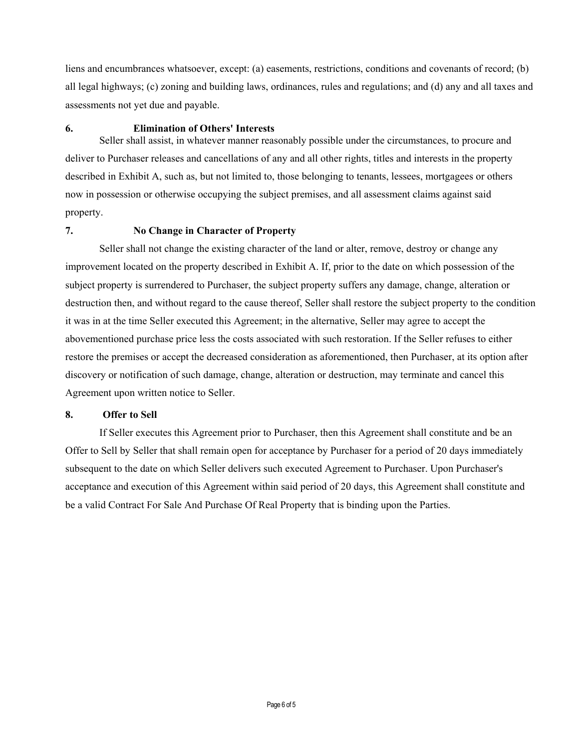liens and encumbrances whatsoever, except: (a) easements, restrictions, conditions and covenants of record; (b) all legal highways; (c) zoning and building laws, ordinances, rules and regulations; and (d) any and all taxes and assessments not yet due and payable.

**6. Elimination of Others' Interests**

Seller shall assist, in whatever manner reasonably possible under the circumstances, to procure and deliver to Purchaser releases and cancellations of any and all other rights, titles and interests in the property described in Exhibit A, such as, but not limited to, those belonging to tenants, lessees, mortgagees or others now in possession or otherwise occupying the subject premises, and all assessment claims against said property.

**7. No Change in Character of Property**

Seller shall not change the existing character of the land or alter, remove, destroy or change any improvement located on the property described in Exhibit A. If, prior to the date on which possession of the subject property is surrendered to Purchaser, the subject property suffers any damage, change, alteration or destruction then, and without regard to the cause thereof, Seller shall restore the subject property to the condition it was in at the time Seller executed this Agreement; in the alternative, Seller may agree to accept the abovementioned purchase price less the costs associated with such restoration. If the Seller refuses to either restore the premises or accept the decreased consideration as aforementioned, then Purchaser, at its option after discovery or notification of such damage, change, alteration or destruction, may terminate and cancel this Agreement upon written notice to Seller.

**8. Offer to Sell**

If Seller executes this Agreement prior to Purchaser, then this Agreement shall constitute and be an Offer to Sell by Seller that shall remain open for acceptance by Purchaser for a period of 20 days immediately subsequent to the date on which Seller delivers such executed Agreement to Purchaser. Upon Purchaser's acceptance and execution of this Agreement within said period of 20 days, this Agreement shall constitute and be a valid Contract For Sale And Purchase Of Real Property that is binding upon the Parties.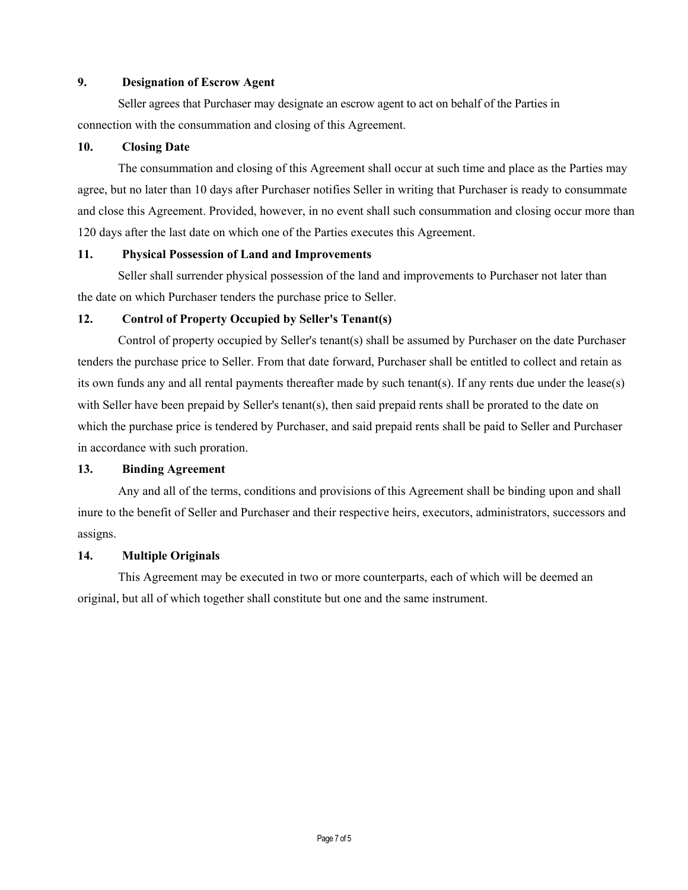## 9. Designation of Escrow Agent

Seller agrees that Purchaser may designate an escrow agent to act on behalf of the Parties in connection with the consummation and closing of this Agreement.

## 10. Closing Date

The consummation and closing of this Agreement shall occur at such time and place as the Parties may agree, but no later than 10 days after Purchaser notifies Seller in writing that Purchaser is ready to consummate and close this Agreement. Provided, however, in no event shall such consummation and closing occur more than 120 days after the last date on which one of the Parties executes this Agreement.

## 11. Physical Possession of Land and Improvements

Seller shall surrender physical possession of the land and improvements to Purchaser not later than the date on which Purchaser tenders the purchase price to Seller.

## 12. Control of Property Occupied by Seller's Tenant(s)

Control of property occupied by Seller's tenant(s) shall be assumed by Purchaser on the date Purchaser tenders the purchase price to Seller. From that date forward, Purchaser shall be entitled to collect and retain as its own funds any and all rental payments thereafter made by such tenant(s). If any rents due under the lease(s) with Seller have been prepaid by Seller's tenant(s), then said prepaid rents shall be prorated to the date on which the purchase price is tendered by Purchaser, and said prepaid rents shall be paid to Seller and Purchaser in accordance with such proration.

## 13. Binding Agreement

Any and all of the terms, conditions and provisions of this Agreement shall be binding upon and shall inure to the benefit of Seller and Purchaser and their respective heirs, executors, administrators, successors and assigns.

## 14. Multiple Originals

This Agreement may be executed in two or more counterparts, each of which will be deemed an original, but all of which together shall constitute but one and the same instrument.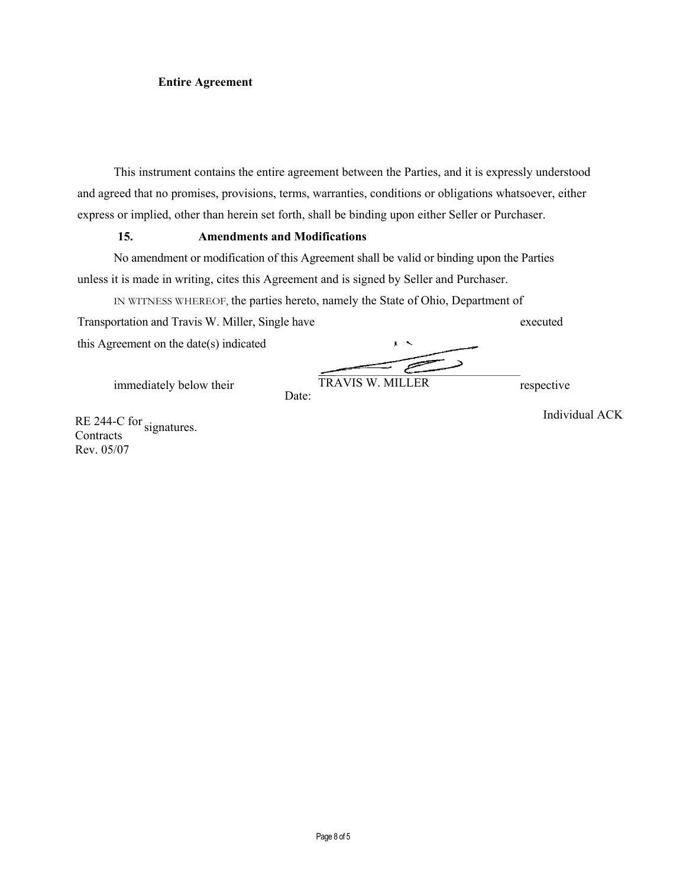**Entire Agreement**

This instrument contains the entire agreement between the Parties, and it is expressly understood and agreed that no promises, provisions, terms, warranties, conditions or obligations whatsoever, either express or implied, other than herein set forth, shall be binding upon either Seller or Purchaser.

**15. Amendments and Modifications**

No amendment or modification of this Agreement shall be valid or binding upon the Parties unless it is made in writing, cites this Agreement and is signed by Seller and Purchaser.

IN WITNESS WHEREOF, the parties hereto, namely the State of Ohio, Department of Transportation and Travis W. Miller, Single have executed this Agreement on the date(s) indicated immediately below their respective signatures.

TRAVIS W. MILLER

Date:

Individual ACK

RE 244-C for Contracts
Rev. 05/07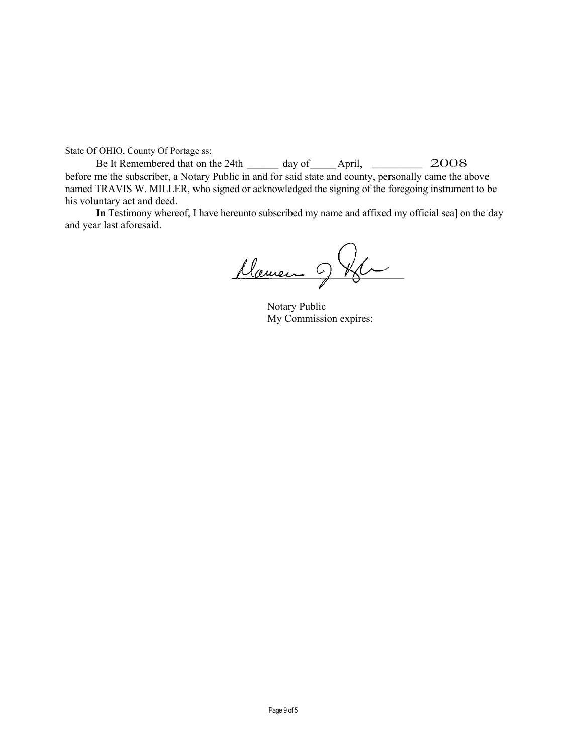State Of OHIO, County Of Portage ss:

Be It Remembered that on the 24th ______ day of_____ April, _________ 2008 before me the subscriber, a Notary Public in and for said state and county, personally came the above named TRAVIS W. MILLER, who signed or acknowledged the signing of the foregoing instrument to be his voluntary act and deed.

**In** Testimony whereof, I have hereunto subscribed my name and affixed my official sea] on the day and year last aforesaid.

Notary Public
My Commission expires: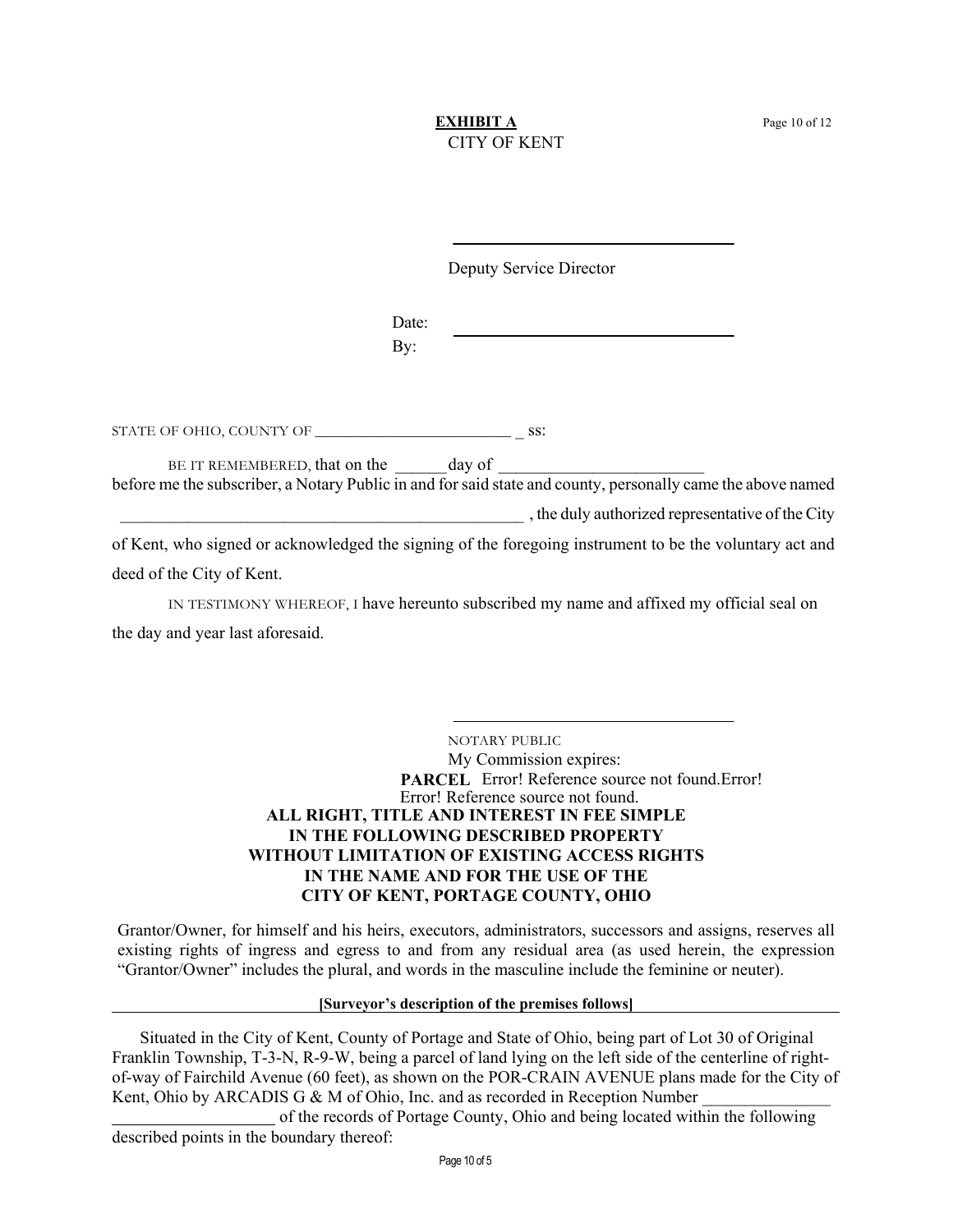**EXHIBIT A**
CITY OF KENT

\_\_\_\_\_\_\_\_\_\_\_\_\_\_\_\_\_\_\_\_\_\_\_\_\_\_\_\_\_\_\_\_\_\_

Deputy Service Director

Date: \_\_\_\_\_\_\_\_\_\_\_\_\_\_\_\_\_\_\_\_\_\_\_\_\_\_\_\_\_\_\_\_\_\_
By:

STATE OF OHIO, COUNTY OF \_\_\_\_\_\_\_\_\_\_\_\_\_\_\_\_\_\_\_\_\_\_\_\_\_ \_ ss:

BE IT REMEMBERED, that on the \_\_\_\_\_\_day of \_\_\_\_\_\_\_\_\_\_\_\_\_\_\_\_\_\_\_\_\_\_\_\_ before me the subscriber, a Notary Public in and for said state and county, personally came the above named \_\_\_\_\_\_\_\_\_\_\_\_\_\_\_\_\_\_\_\_\_\_\_\_\_\_\_\_\_\_\_\_\_\_\_\_\_\_\_\_\_\_\_\_\_\_\_\_\_\_ , the duly authorized representative of the City of Kent, who signed or acknowledged the signing of the foregoing instrument to be the voluntary act and deed of the City of Kent.

IN TESTIMONY WHEREOF, I have hereunto subscribed my name and affixed my official seal on the day and year last aforesaid.

\_\_\_\_\_\_\_\_\_\_\_\_\_\_\_\_\_\_\_\_\_\_\_\_\_\_\_\_\_\_\_\_\_\_

NOTARY PUBLIC
My Commission expires:

**PARCEL** Error! Reference source not found.Error! Error! Reference source not found.

**ALL RIGHT, TITLE AND INTEREST IN FEE SIMPLE
IN THE FOLLOWING DESCRIBED PROPERTY
WITHOUT LIMITATION OF EXISTING ACCESS RIGHTS
IN THE NAME AND FOR THE USE OF THE
CITY OF KENT, PORTAGE COUNTY, OHIO**

Grantor/Owner, for himself and his heirs, executors, administrators, successors and assigns, reserves all existing rights of ingress and egress to and from any residual area (as used herein, the expression "Grantor/Owner" includes the plural, and words in the masculine include the feminine or neuter).

**[Surveyor's description of the premises follows]**

Situated in the City of Kent, County of Portage and State of Ohio, being part of Lot 30 of Original Franklin Township, T-3-N, R-9-W, being a parcel of land lying on the left side of the centerline of right-of-way of Fairchild Avenue (60 feet), as shown on the POR-CRAIN AVENUE plans made for the City of Kent, Ohio by ARCADIS G & M of Ohio, Inc. and as recorded in Reception Number \_\_\_\_\_\_\_\_\_\_\_\_\_\_\_ \_\_\_\_\_\_\_\_\_\_\_\_\_\_\_\_\_\_\_ of the records of Portage County, Ohio and being located within the following described points in the boundary thereof: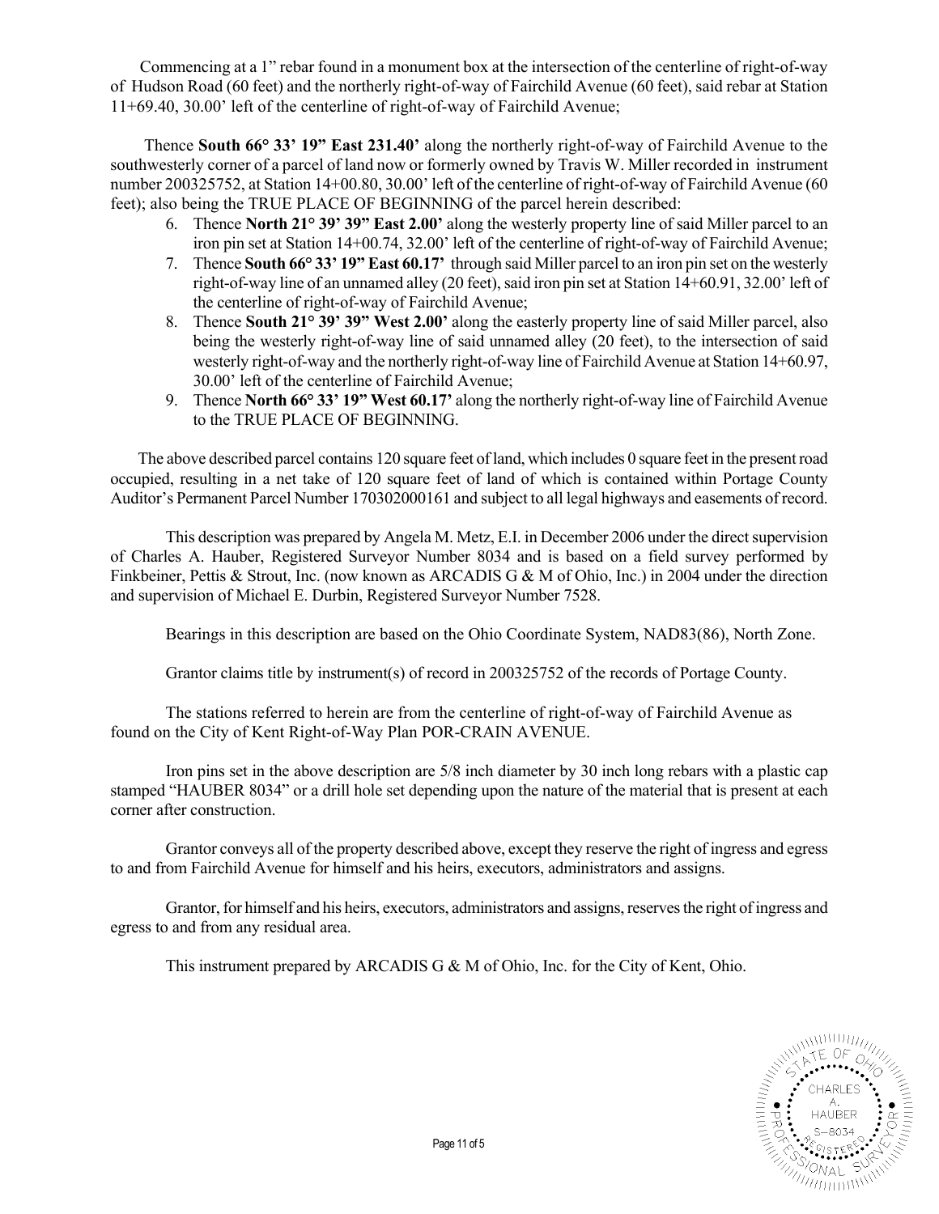Commencing at a 1" rebar found in a monument box at the intersection of the centerline of right-of-way of Hudson Road (60 feet) and the northerly right-of-way of Fairchild Avenue (60 feet), said rebar at Station 11+69.40, 30.00' left of the centerline of right-of-way of Fairchild Avenue;

Thence **South 66° 33' 19" East 231.40'** along the northerly right-of-way of Fairchild Avenue to the southwesterly corner of a parcel of land now or formerly owned by Travis W. Miller recorded in instrument number 200325752, at Station 14+00.80, 30.00' left of the centerline of right-of-way of Fairchild Avenue (60 feet); also being the TRUE PLACE OF BEGINNING of the parcel herein described:

6. Thence **North 21° 39' 39" East 2.00'** along the westerly property line of said Miller parcel to an iron pin set at Station 14+00.74, 32.00' left of the centerline of right-of-way of Fairchild Avenue;
7. Thence **South 66° 33' 19" East 60.17'** through said Miller parcel to an iron pin set on the westerly right-of-way line of an unnamed alley (20 feet), said iron pin set at Station 14+60.91, 32.00' left of the centerline of right-of-way of Fairchild Avenue;
8. Thence **South 21° 39' 39" West 2.00'** along the easterly property line of said Miller parcel, also being the westerly right-of-way line of said unnamed alley (20 feet), to the intersection of said westerly right-of-way and the northerly right-of-way line of Fairchild Avenue at Station 14+60.97, 30.00' left of the centerline of Fairchild Avenue;
9. Thence **North 66° 33' 19" West 60.17'** along the northerly right-of-way line of Fairchild Avenue to the TRUE PLACE OF BEGINNING.

The above described parcel contains 120 square feet of land, which includes 0 square feet in the present road occupied, resulting in a net take of 120 square feet of land of which is contained within Portage County Auditor's Permanent Parcel Number 170302000161 and subject to all legal highways and easements of record.

This description was prepared by Angela M. Metz, E.I. in December 2006 under the direct supervision of Charles A. Hauber, Registered Surveyor Number 8034 and is based on a field survey performed by Finkbeiner, Pettis & Strout, Inc. (now known as ARCADIS G & M of Ohio, Inc.) in 2004 under the direction and supervision of Michael E. Durbin, Registered Surveyor Number 7528.

Bearings in this description are based on the Ohio Coordinate System, NAD83(86), North Zone.

Grantor claims title by instrument(s) of record in 200325752 of the records of Portage County.

The stations referred to herein are from the centerline of right-of-way of Fairchild Avenue as found on the City of Kent Right-of-Way Plan POR-CRAIN AVENUE.

Iron pins set in the above description are 5/8 inch diameter by 30 inch long rebars with a plastic cap stamped "HAUBER 8034" or a drill hole set depending upon the nature of the material that is present at each corner after construction.

Grantor conveys all of the property described above, except they reserve the right of ingress and egress to and from Fairchild Avenue for himself and his heirs, executors, administrators and assigns.

Grantor, for himself and his heirs, executors, administrators and assigns, reserves the right of ingress and egress to and from any residual area.

This instrument prepared by ARCADIS G & M of Ohio, Inc. for the City of Kent, Ohio.

STATE OF OHIO
CHARLES A. HAUBER
S-8034
REGISTERED
PROFESSIONAL SURVEYOR